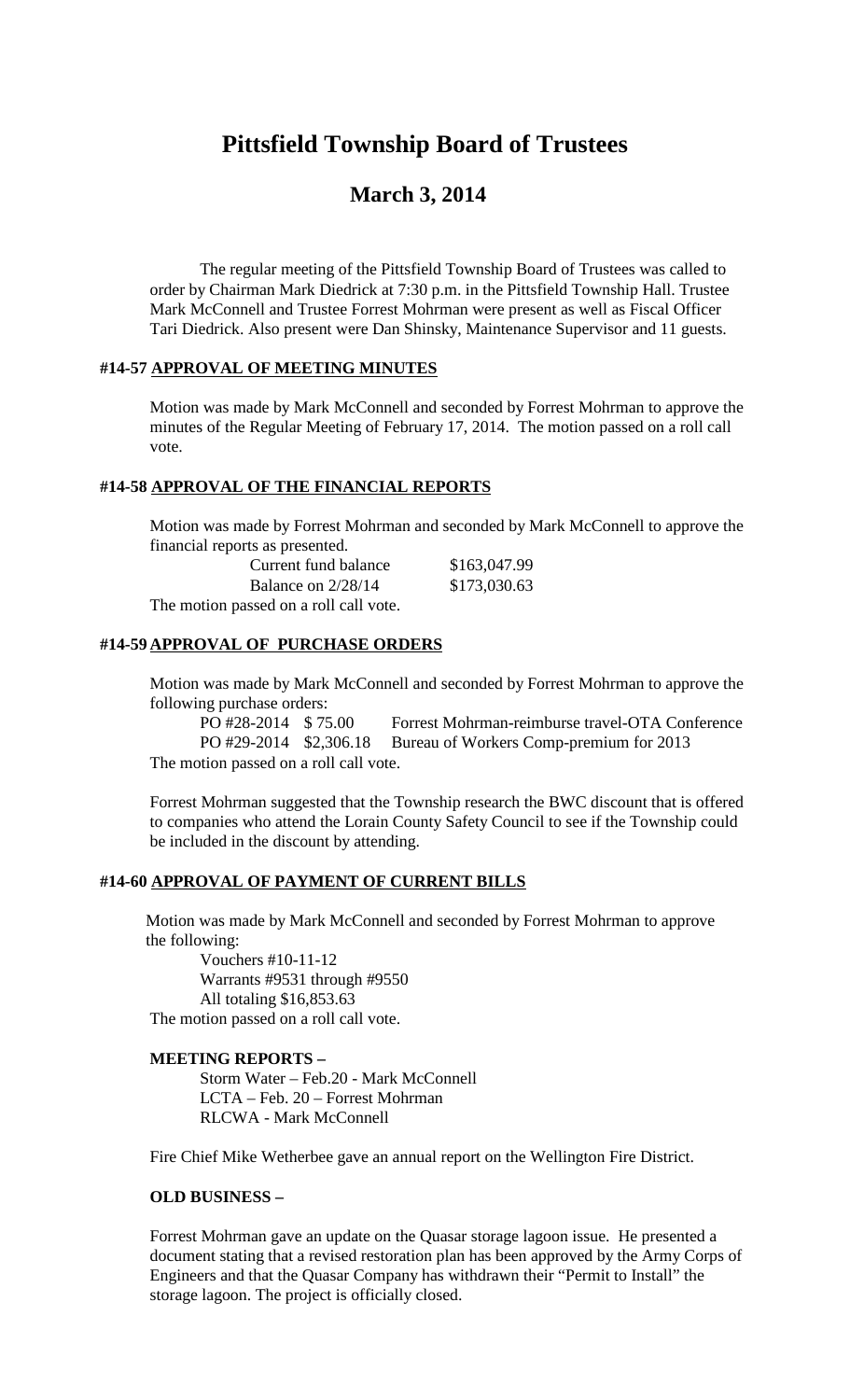# Pittsfield Township Board of Trustees

## March 3, 2014

The regular meeting of the Pittsfield Township Board of Trustees was called to order by Chairman Mark Diedrick at 7:30 p.m. in the Pittsfield Township Hall. Trustee Mark McConnell and Trustee Forrest Mohrman were present as well as Fiscal Officer Tari Diedrick. Also present were Dan Shinsky, Maintenance Supervisor and 11 guests.

### #14-57 APPROVAL OF MEETING MINUTES

Motion was made by Mark McConnell and seconded by Forrest Mohrman to approve the minutes of the Regular Meeting of February 17, 2014. The motion passed on a roll call vote.

### #14-58 APPROVAL OF THE FINANCIAL REPORTS

Motion was made by Forrest Mohrman and seconded by Mark McConnell to approve the financial reports as presented.

| | |
|---|---|
| Current fund balance | $163,047.99 |
| Balance on 2/28/14 | $173,030.63 |

The motion passed on a roll call vote.

### #14-59 APPROVAL OF PURCHASE ORDERS

Motion was made by Mark McConnell and seconded by Forrest Mohrman to approve the following purchase orders:

| | | |
|---|---|---|
| PO #28-2014 | $ 75.00 | Forrest Mohrman-reimburse travel-OTA Conference |
| PO #29-2014 | $2,306.18 | Bureau of Workers Comp-premium for 2013 |

The motion passed on a roll call vote.

Forrest Mohrman suggested that the Township research the BWC discount that is offered to companies who attend the Lorain County Safety Council to see if the Township could be included in the discount by attending.

### #14-60 APPROVAL OF PAYMENT OF CURRENT BILLS

Motion was made by Mark McConnell and seconded by Forrest Mohrman to approve the following:

Vouchers #10-11-12
Warrants #9531 through #9550
All totaling $16,853.63

The motion passed on a roll call vote.

**MEETING REPORTS –**

Storm Water – Feb.20 - Mark McConnell
LCTA – Feb. 20 – Forrest Mohrman
RLCWA - Mark McConnell

Fire Chief Mike Wetherbee gave an annual report on the Wellington Fire District.

**OLD BUSINESS –**

Forrest Mohrman gave an update on the Quasar storage lagoon issue. He presented a document stating that a revised restoration plan has been approved by the Army Corps of Engineers and that the Quasar Company has withdrawn their "Permit to Install" the storage lagoon. The project is officially closed.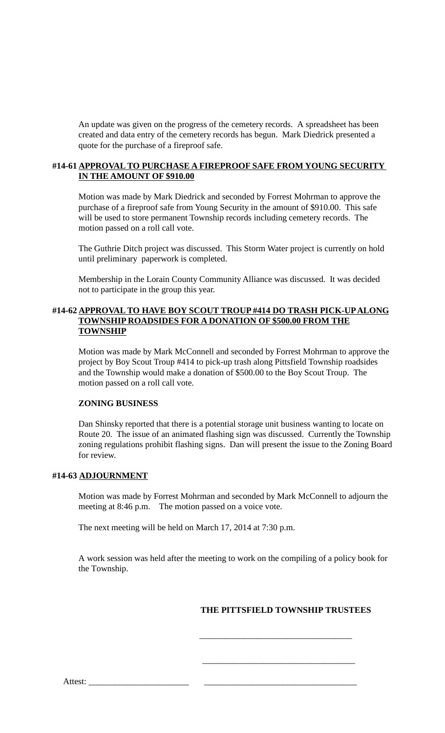An update was given on the progress of the cemetery records. A spreadsheet has been created and data entry of the cemetery records has begun. Mark Diedrick presented a quote for the purchase of a fireproof safe.

**#14-61 APPROVAL TO PURCHASE A FIREPROOF SAFE FROM YOUNG SECURITY IN THE AMOUNT OF $910.00**

Motion was made by Mark Diedrick and seconded by Forrest Mohrman to approve the purchase of a fireproof safe from Young Security in the amount of $910.00. This safe will be used to store permanent Township records including cemetery records. The motion passed on a roll call vote.

The Guthrie Ditch project was discussed. This Storm Water project is currently on hold until preliminary paperwork is completed.

Membership in the Lorain County Community Alliance was discussed. It was decided not to participate in the group this year.

**#14-62 APPROVAL TO HAVE BOY SCOUT TROUP #414 DO TRASH PICK-UP ALONG TOWNSHIP ROADSIDES FOR A DONATION OF $500.00 FROM THE TOWNSHIP**

Motion was made by Mark McConnell and seconded by Forrest Mohrman to approve the project by Boy Scout Troup #414 to pick-up trash along Pittsfield Township roadsides and the Township would make a donation of $500.00 to the Boy Scout Troup. The motion passed on a roll call vote.

**ZONING BUSINESS**

Dan Shinsky reported that there is a potential storage unit business wanting to locate on Route 20. The issue of an animated flashing sign was discussed. Currently the Township zoning regulations prohibit flashing signs. Dan will present the issue to the Zoning Board for review.

**#14-63 ADJOURNMENT**

Motion was made by Forrest Mohrman and seconded by Mark McConnell to adjourn the meeting at 8:46 p.m. The motion passed on a voice vote.

The next meeting will be held on March 17, 2014 at 7:30 p.m.

A work session was held after the meeting to work on the compiling of a policy book for the Township.

**THE PITTSFIELD TOWNSHIP TRUSTEES**

___________________________________

___________________________________

Attest: _______________________ ___________________________________